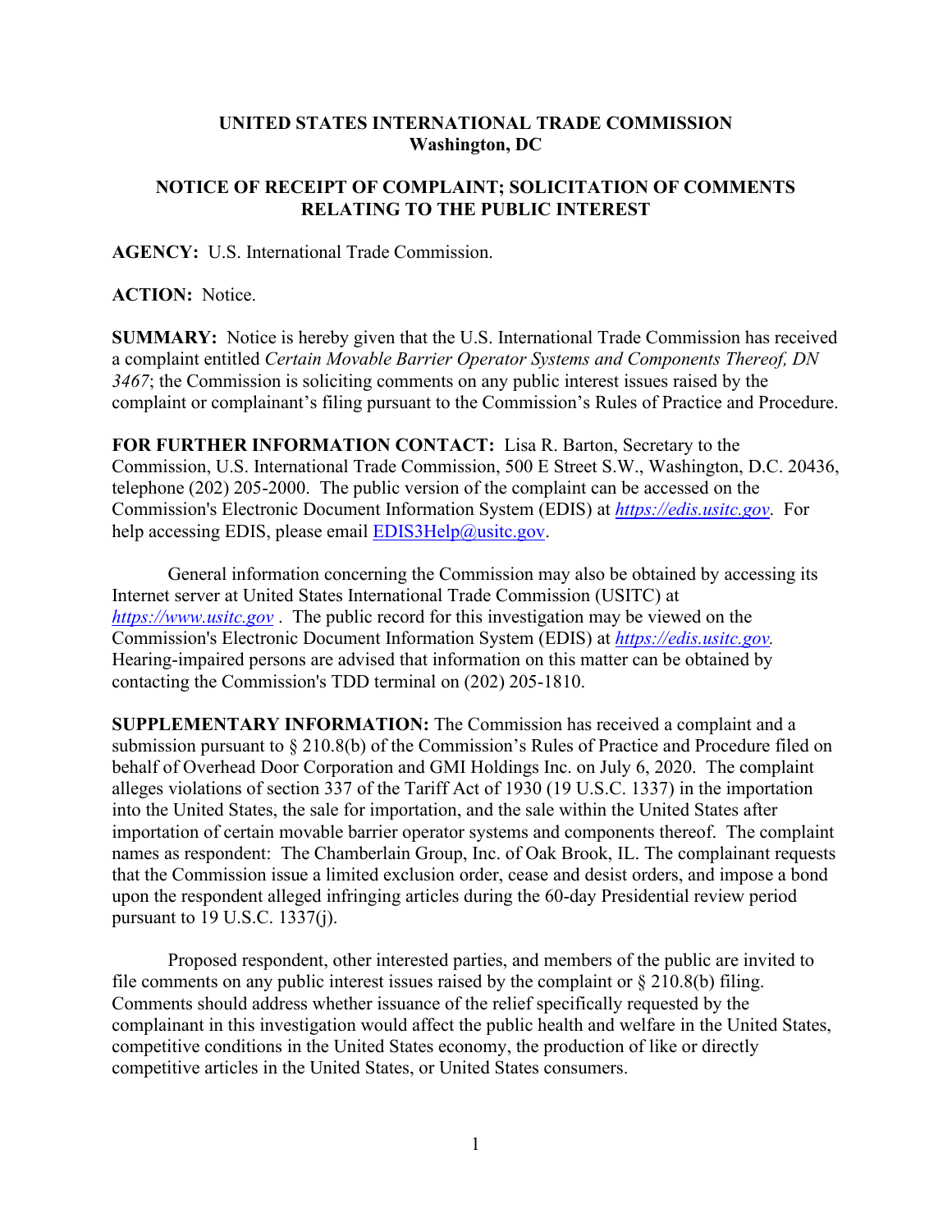**UNITED STATES INTERNATIONAL TRADE COMMISSION**
**Washington, DC**

**NOTICE OF RECEIPT OF COMPLAINT; SOLICITATION OF COMMENTS RELATING TO THE PUBLIC INTEREST**

**AGENCY:** U.S. International Trade Commission.

**ACTION:** Notice.

**SUMMARY:** Notice is hereby given that the U.S. International Trade Commission has received a complaint entitled *Certain Movable Barrier Operator Systems and Components Thereof, DN 3467*; the Commission is soliciting comments on any public interest issues raised by the complaint or complainant's filing pursuant to the Commission's Rules of Practice and Procedure.

**FOR FURTHER INFORMATION CONTACT:** Lisa R. Barton, Secretary to the Commission, U.S. International Trade Commission, 500 E Street S.W., Washington, D.C. 20436, telephone (202) 205-2000. The public version of the complaint can be accessed on the Commission's Electronic Document Information System (EDIS) at *https://edis.usitc.gov*. For help accessing EDIS, please email EDIS3Help@usitc.gov.

General information concerning the Commission may also be obtained by accessing its Internet server at United States International Trade Commission (USITC) at *https://www.usitc.gov* . The public record for this investigation may be viewed on the Commission's Electronic Document Information System (EDIS) at *https://edis.usitc.gov.* Hearing-impaired persons are advised that information on this matter can be obtained by contacting the Commission's TDD terminal on (202) 205-1810.

**SUPPLEMENTARY INFORMATION:** The Commission has received a complaint and a submission pursuant to § 210.8(b) of the Commission's Rules of Practice and Procedure filed on behalf of Overhead Door Corporation and GMI Holdings Inc. on July 6, 2020. The complaint alleges violations of section 337 of the Tariff Act of 1930 (19 U.S.C. 1337) in the importation into the United States, the sale for importation, and the sale within the United States after importation of certain movable barrier operator systems and components thereof. The complaint names as respondent: The Chamberlain Group, Inc. of Oak Brook, IL. The complainant requests that the Commission issue a limited exclusion order, cease and desist orders, and impose a bond upon the respondent alleged infringing articles during the 60-day Presidential review period pursuant to 19 U.S.C. 1337(j).

Proposed respondent, other interested parties, and members of the public are invited to file comments on any public interest issues raised by the complaint or § 210.8(b) filing. Comments should address whether issuance of the relief specifically requested by the complainant in this investigation would affect the public health and welfare in the United States, competitive conditions in the United States economy, the production of like or directly competitive articles in the United States, or United States consumers.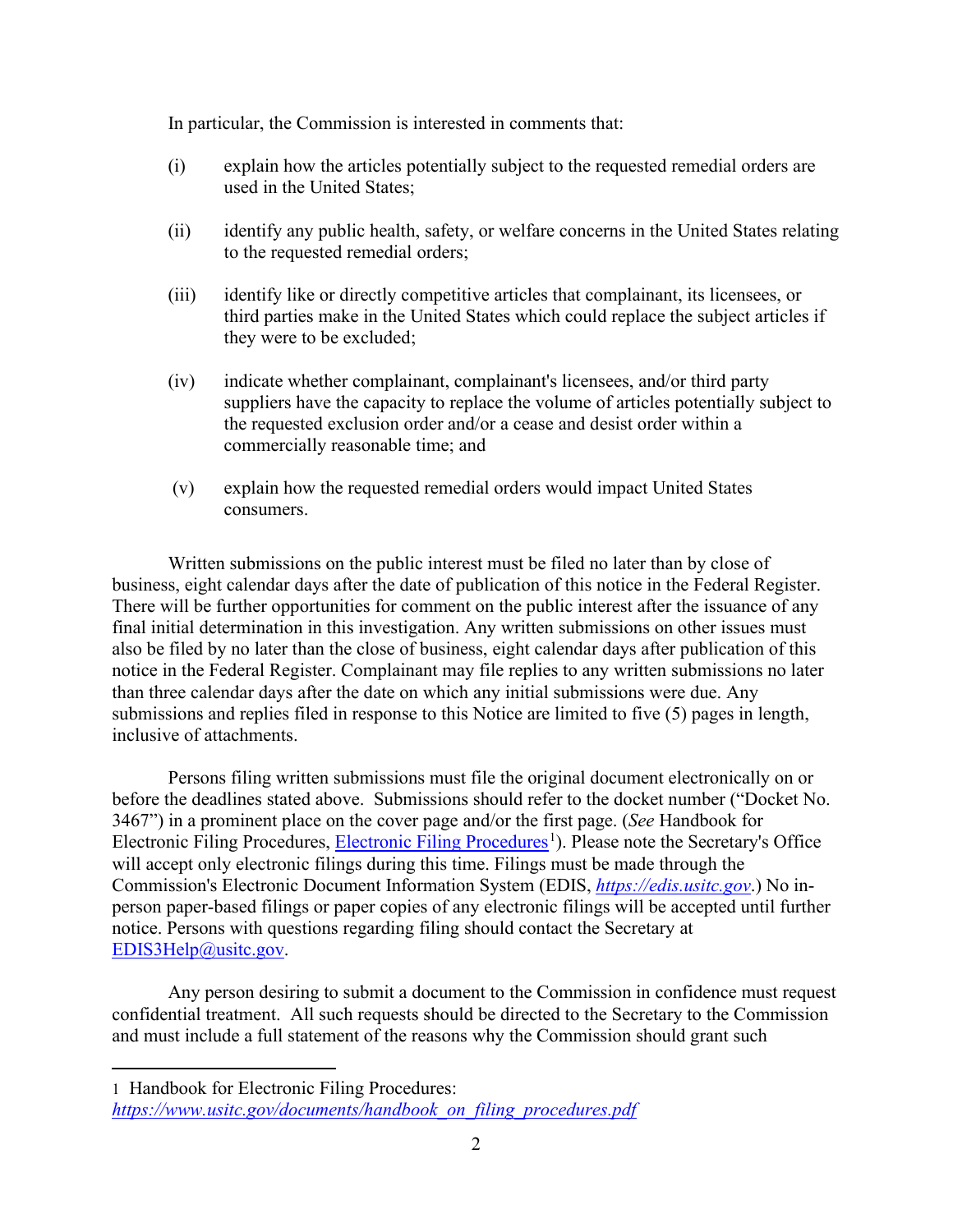In particular, the Commission is interested in comments that:

(i) explain how the articles potentially subject to the requested remedial orders are used in the United States;

(ii) identify any public health, safety, or welfare concerns in the United States relating to the requested remedial orders;

(iii) identify like or directly competitive articles that complainant, its licensees, or third parties make in the United States which could replace the subject articles if they were to be excluded;

(iv) indicate whether complainant, complainant's licensees, and/or third party suppliers have the capacity to replace the volume of articles potentially subject to the requested exclusion order and/or a cease and desist order within a commercially reasonable time; and

(v) explain how the requested remedial orders would impact United States consumers.

Written submissions on the public interest must be filed no later than by close of business, eight calendar days after the date of publication of this notice in the Federal Register. There will be further opportunities for comment on the public interest after the issuance of any final initial determination in this investigation. Any written submissions on other issues must also be filed by no later than the close of business, eight calendar days after publication of this notice in the Federal Register. Complainant may file replies to any written submissions no later than three calendar days after the date on which any initial submissions were due. Any submissions and replies filed in response to this Notice are limited to five (5) pages in length, inclusive of attachments.

Persons filing written submissions must file the original document electronically on or before the deadlines stated above. Submissions should refer to the docket number ("Docket No. 3467") in a prominent place on the cover page and/or the first page. (*See* Handbook for Electronic Filing Procedures, [Electronic Filing Procedures][1]). Please note the Secretary's Office will accept only electronic filings during this time. Filings must be made through the Commission's Electronic Document Information System (EDIS, *https://edis.usitc.gov*.) No in-person paper-based filings or paper copies of any electronic filings will be accepted until further notice. Persons with questions regarding filing should contact the Secretary at EDIS3Help@usitc.gov.

Any person desiring to submit a document to the Commission in confidence must request confidential treatment. All such requests should be directed to the Secretary to the Commission and must include a full statement of the reasons why the Commission should grant such

---

1 Handbook for Electronic Filing Procedures: *https://www.usitc.gov/documents/handbook_on_filing_procedures.pdf*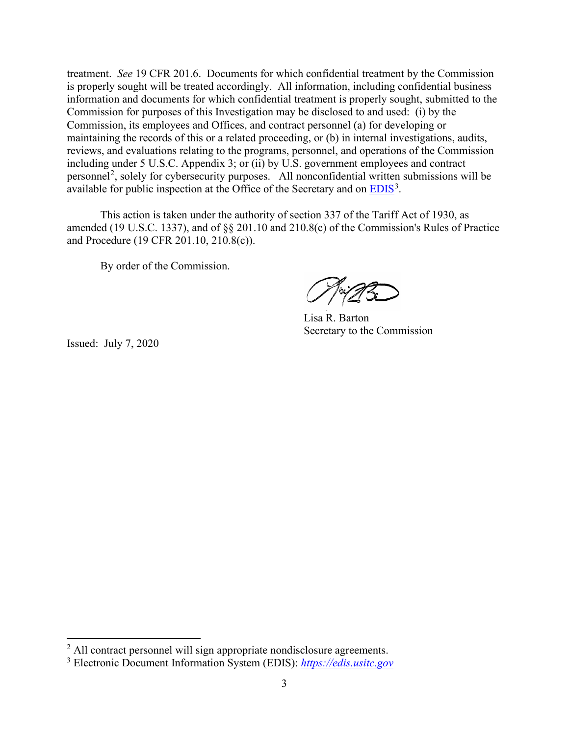treatment. *See* 19 CFR 201.6. Documents for which confidential treatment by the Commission is properly sought will be treated accordingly. All information, including confidential business information and documents for which confidential treatment is properly sought, submitted to the Commission for purposes of this Investigation may be disclosed to and used: (i) by the Commission, its employees and Offices, and contract personnel (a) for developing or maintaining the records of this or a related proceeding, or (b) in internal investigations, audits, reviews, and evaluations relating to the programs, personnel, and operations of the Commission including under 5 U.S.C. Appendix 3; or (ii) by U.S. government employees and contract personnel[2], solely for cybersecurity purposes. All nonconfidential written submissions will be available for public inspection at the Office of the Secretary and on EDIS[3].

This action is taken under the authority of section 337 of the Tariff Act of 1930, as amended (19 U.S.C. 1337), and of §§ 201.10 and 210.8(c) of the Commission's Rules of Practice and Procedure (19 CFR 201.10, 210.8(c)).

By order of the Commission.

Lisa R. Barton
Secretary to the Commission

Issued: July 7, 2020

---

[2] All contract personnel will sign appropriate nondisclosure agreements.

[3] Electronic Document Information System (EDIS): *https://edis.usitc.gov*